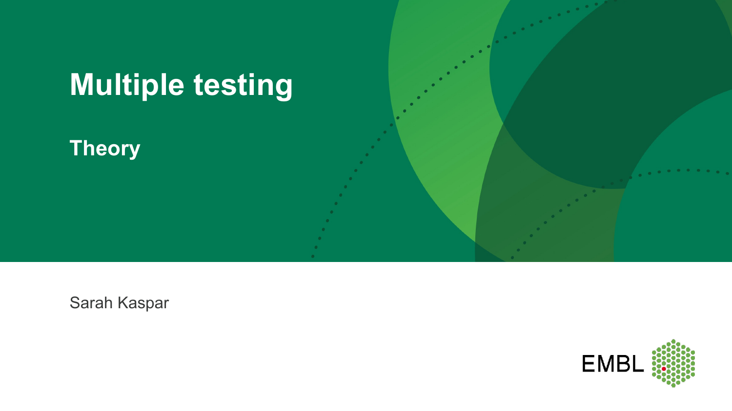# Multiple testing

## Theory

Sarah Kaspar

EMBL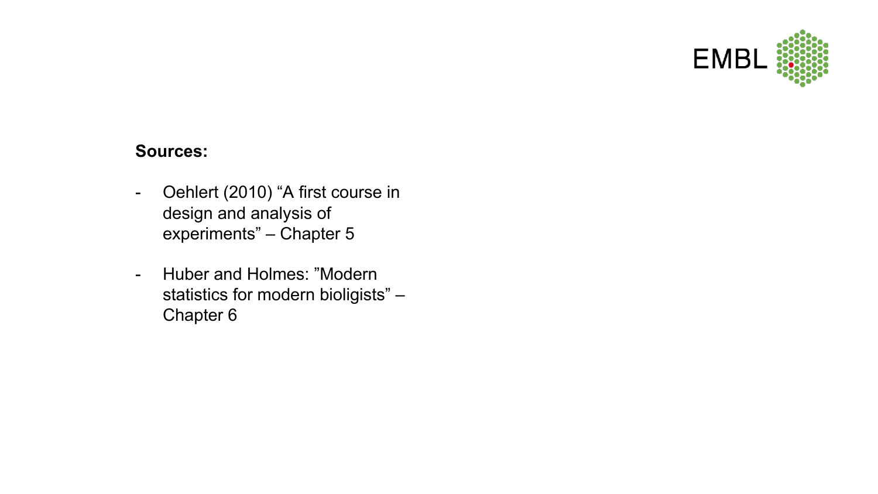**Sources:**

- Oehlert (2010) “A first course in design and analysis of experiments” – Chapter 5
- Huber and Holmes: ”Modern statistics for modern bioligists” – Chapter 6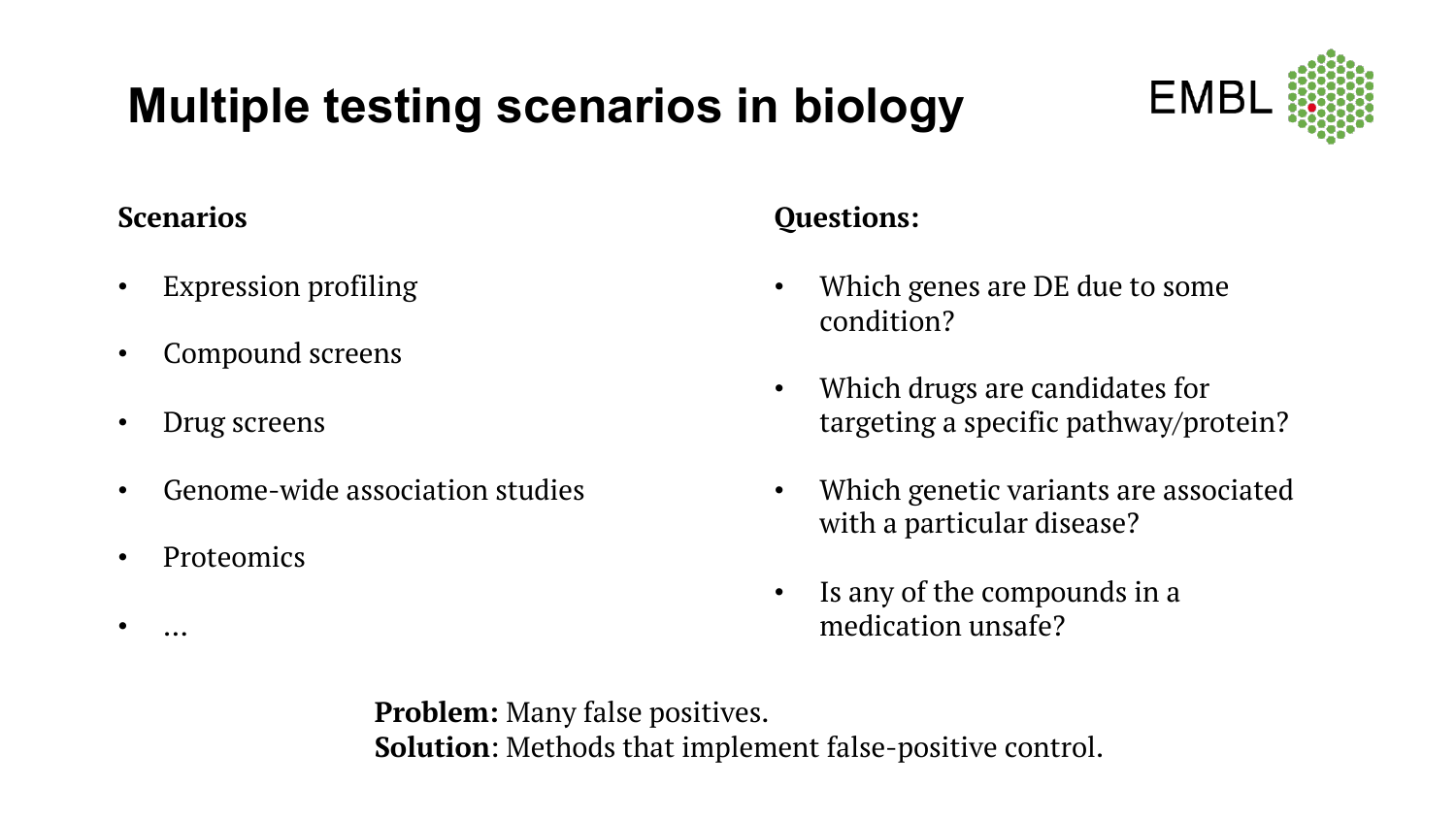# Multiple testing scenarios in biology

**Scenarios**

- Expression profiling
- Compound screens
- Drug screens
- Genome-wide association studies
- Proteomics
- …

**Questions:**

- Which genes are DE due to some condition?
- Which drugs are candidates for targeting a specific pathway/protein?
- Which genetic variants are associated with a particular disease?
- Is any of the compounds in a medication unsafe?

**Problem:** Many false positives.
**Solution**: Methods that implement false-positive control.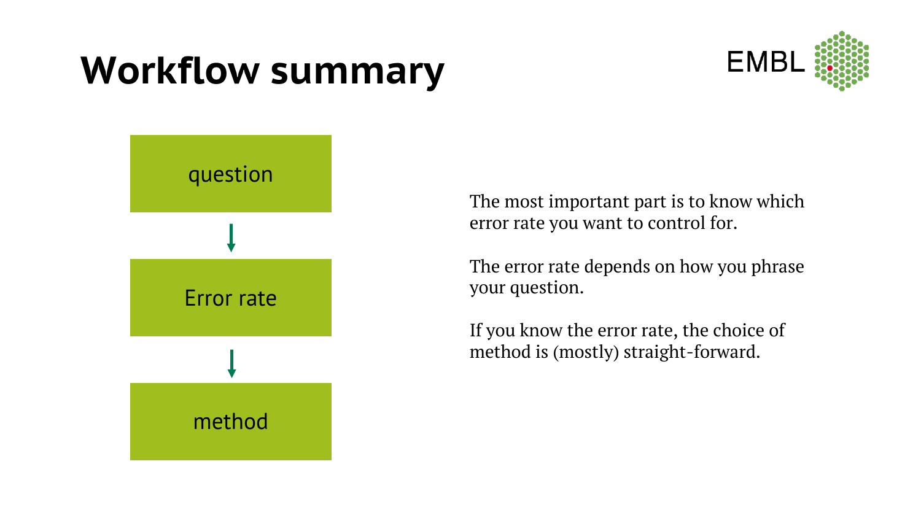# Workflow summary

question

↓

Error rate

↓

method

The most important part is to know which error rate you want to control for.

The error rate depends on how you phrase your question.

If you know the error rate, the choice of method is (mostly) straight-forward.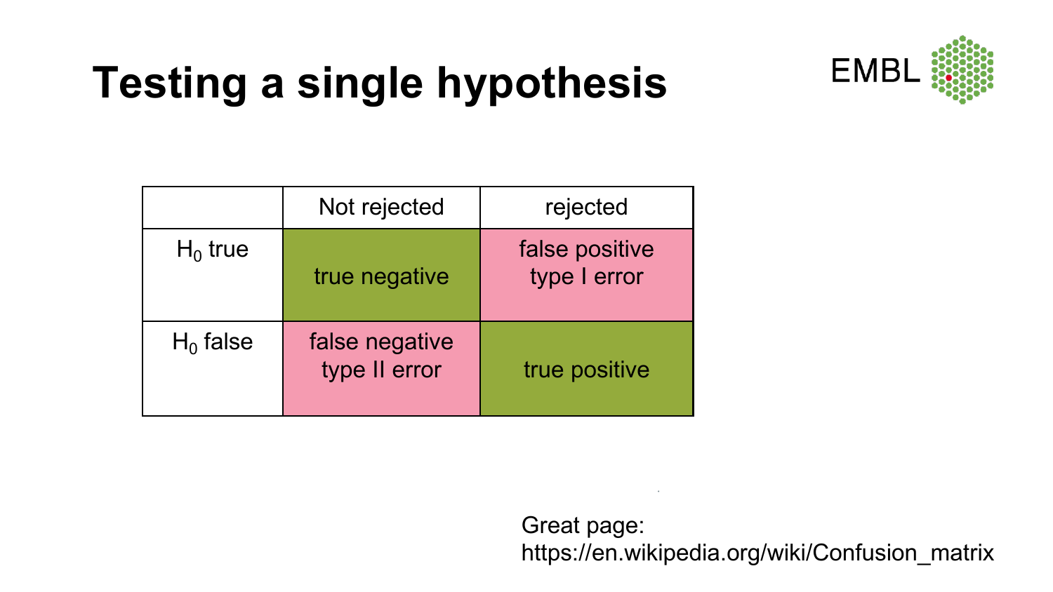# Testing a single hypothesis

| | Not rejected | rejected |
|---|---|---|
| $H_0$ true | true negative | false positive<br>type I error |
| $H_0$ false | false negative<br>type II error | true positive |

Great page:
https://en.wikipedia.org/wiki/Confusion_matrix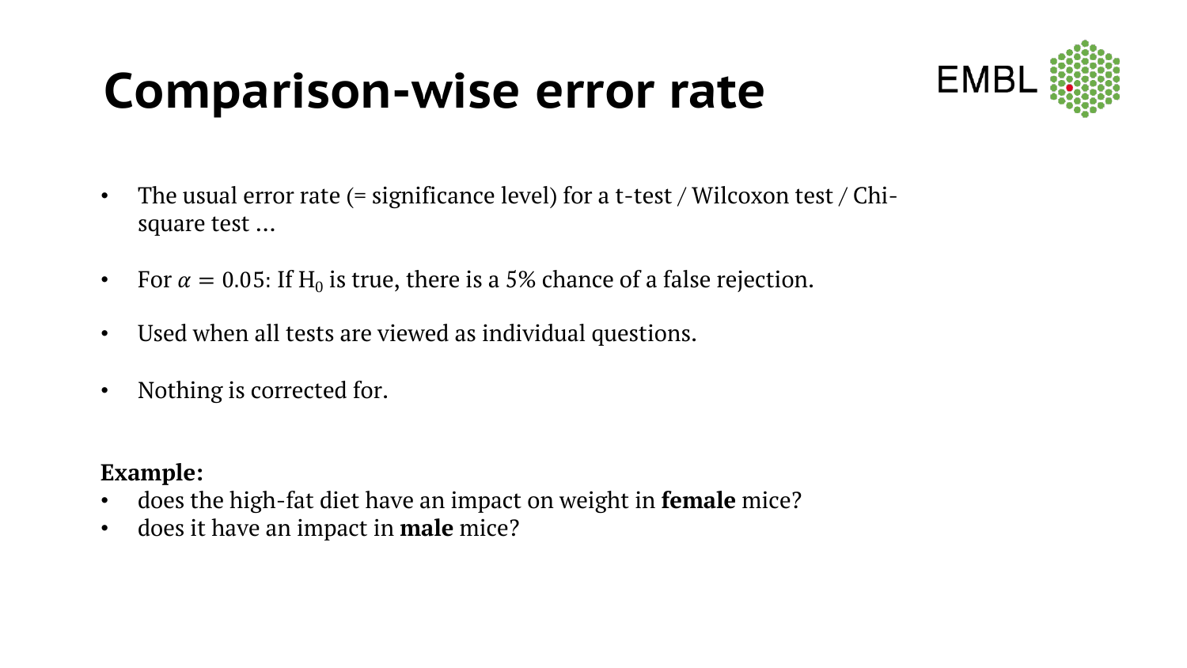# Comparison-wise error rate

- The usual error rate (= significance level) for a t-test / Wilcoxon test / Chi-square test …
- For $\alpha = 0.05$: If $H_0$ is true, there is a 5% chance of a false rejection.
- Used when all tests are viewed as individual questions.
- Nothing is corrected for.

**Example:**
- does the high-fat diet have an impact on weight in **female** mice?
- does it have an impact in **male** mice?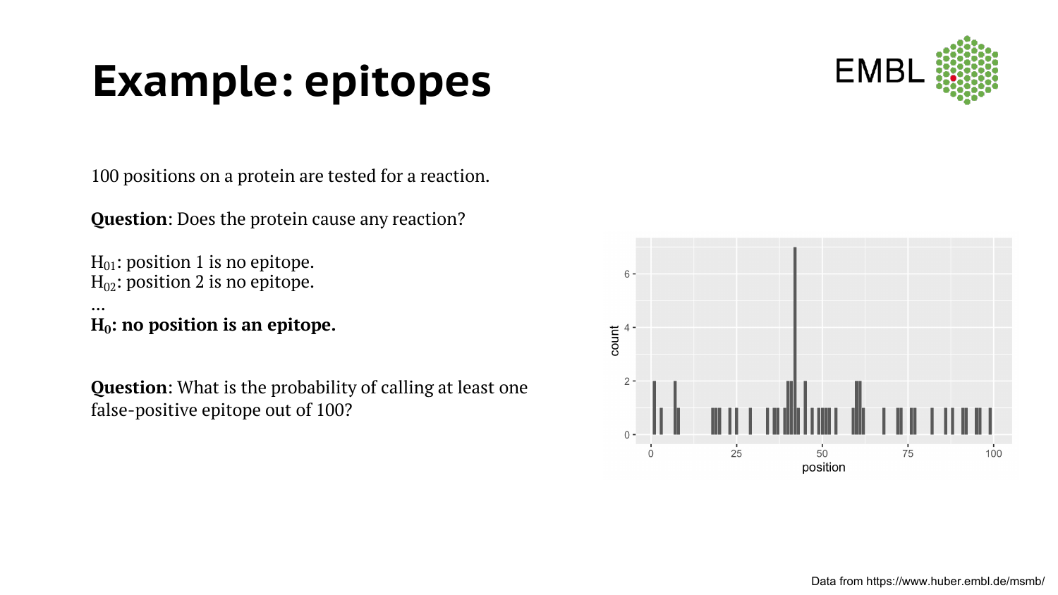# Example: epitopes

100 positions on a protein are tested for a reaction.

**Question**: Does the protein cause any reaction?

$H_{01}$: position 1 is no epitope.
$H_{02}$: position 2 is no epitope.
…
**$H_0$: no position is an epitope.**

**Question**: What is the probability of calling at least one false-positive epitope out of 100?

Data from https://www.huber.embl.de/msmb/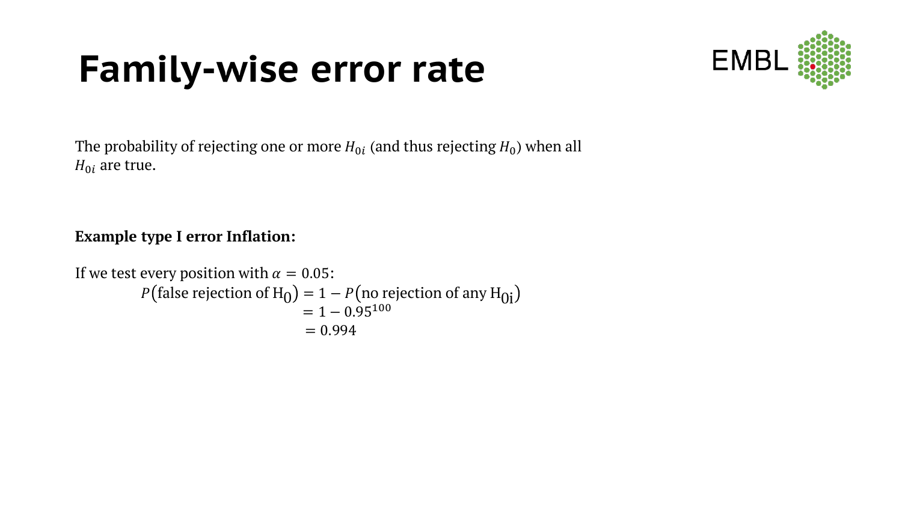# Family-wise error rate

The probability of rejecting one or more $H_{0i}$ (and thus rejecting $H_0$) when all $H_{0i}$ are true.

**Example type I error Inflation:**

If we test every position with $\alpha = 0.05$:

$$
\begin{aligned}
P(\text{false rejection of } \mathrm{H_0}) &= 1 - P(\text{no rejection of any } \mathrm{H_{0i}}) \\
&= 1 - 0.95^{100} \\
&= 0.994
\end{aligned}
$$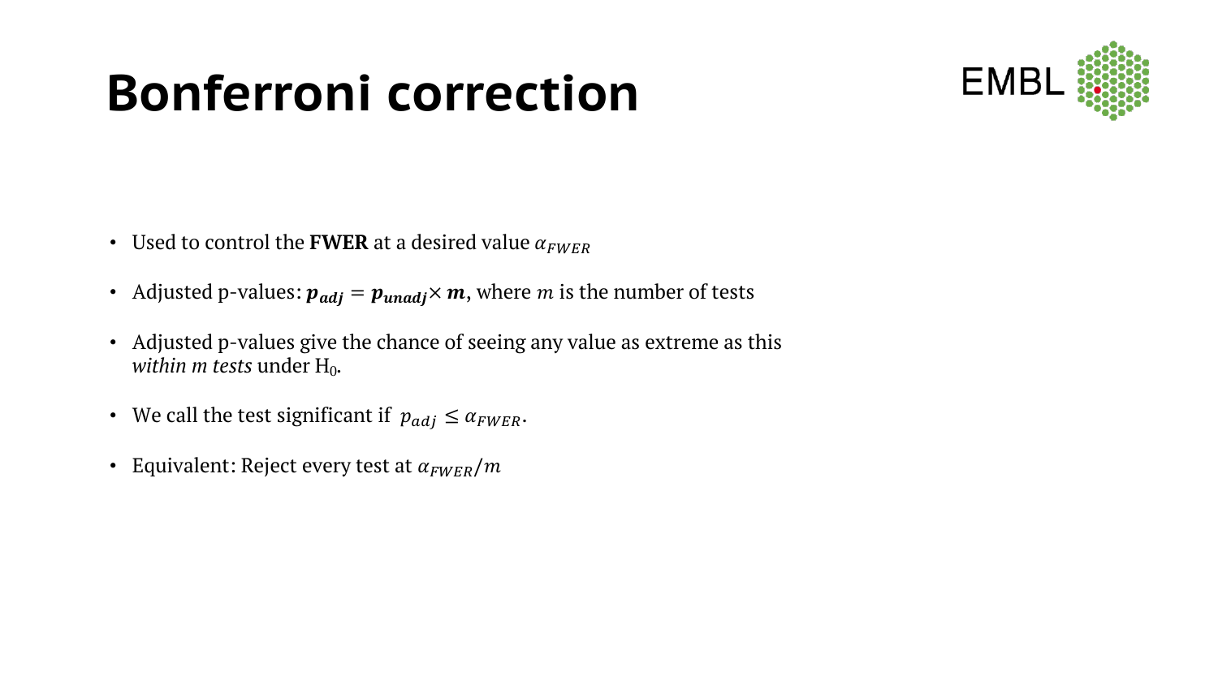# Bonferroni correction

- Used to control the **FWER** at a desired value $\alpha_{FWER}$
- Adjusted p-values: $\boldsymbol{p_{adj} = p_{unadj} \times m}$, where $m$ is the number of tests
- Adjusted p-values give the chance of seeing any value as extreme as this *within m tests* under $H_0$.
- We call the test significant if $p_{adj} \leq \alpha_{FWER}$.
- Equivalent: Reject every test at $\alpha_{FWER}/m$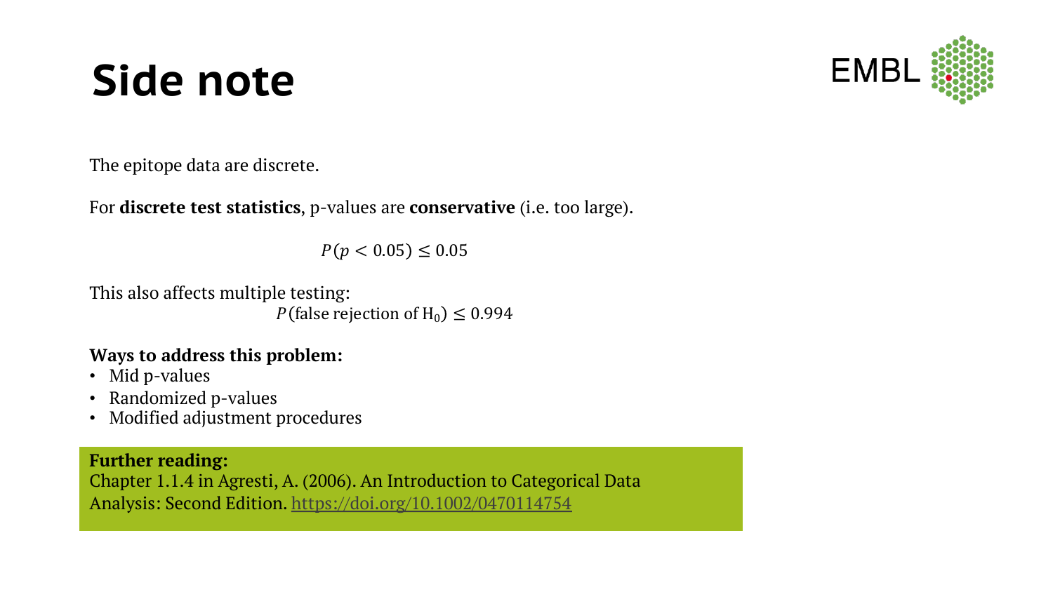# Side note

The epitope data are discrete.

For **discrete test statistics**, p-values are **conservative** (i.e. too large).

$$P(p < 0.05) \leq 0.05$$

This also affects multiple testing:

$$P(\text{false rejection of } \mathrm{H}_0) \leq 0.994$$

**Ways to address this problem:**

- Mid p-values
- Randomized p-values
- Modified adjustment procedures

**Further reading:**
Chapter 1.1.4 in Agresti, A. (2006). An Introduction to Categorical Data Analysis: Second Edition. https://doi.org/10.1002/0470114754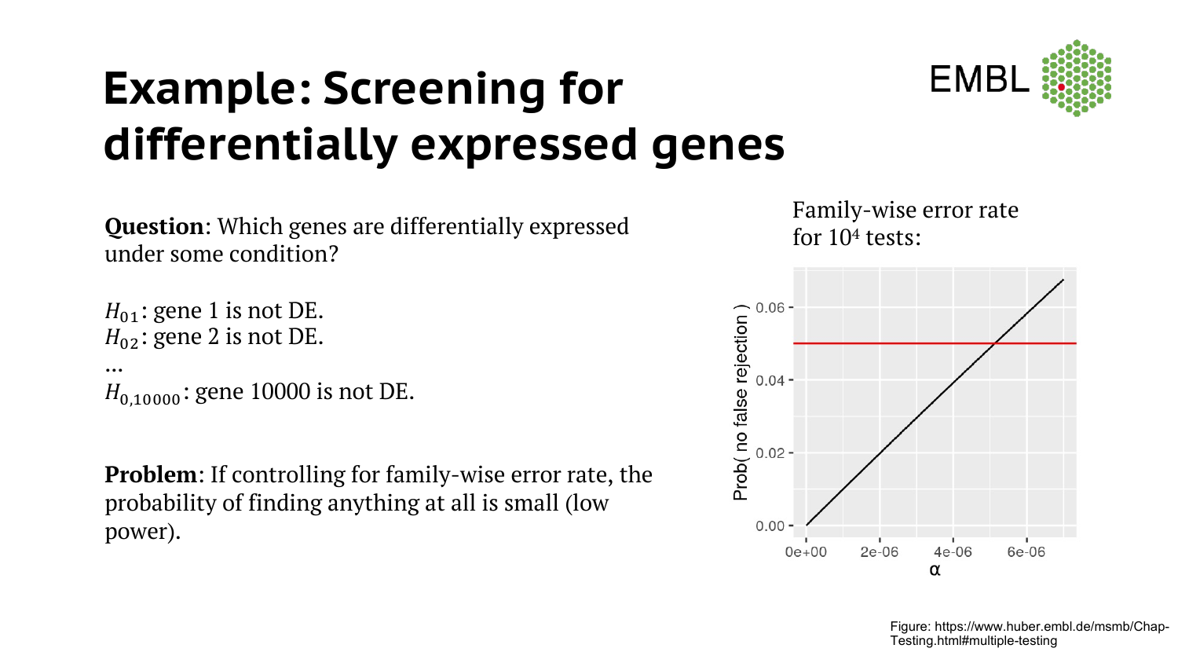# Example: Screening for differentially expressed genes

**Question**: Which genes are differentially expressed under some condition?

$H_{01}$: gene 1 is not DE.
$H_{02}$: gene 2 is not DE.
...
$H_{0,10000}$: gene 10000 is not DE.

**Problem**: If controlling for family-wise error rate, the probability of finding anything at all is small (low power).

Family-wise error rate for $10^4$ tests:

Figure: https://www.huber.embl.de/msmb/Chap-Testing.html#multiple-testing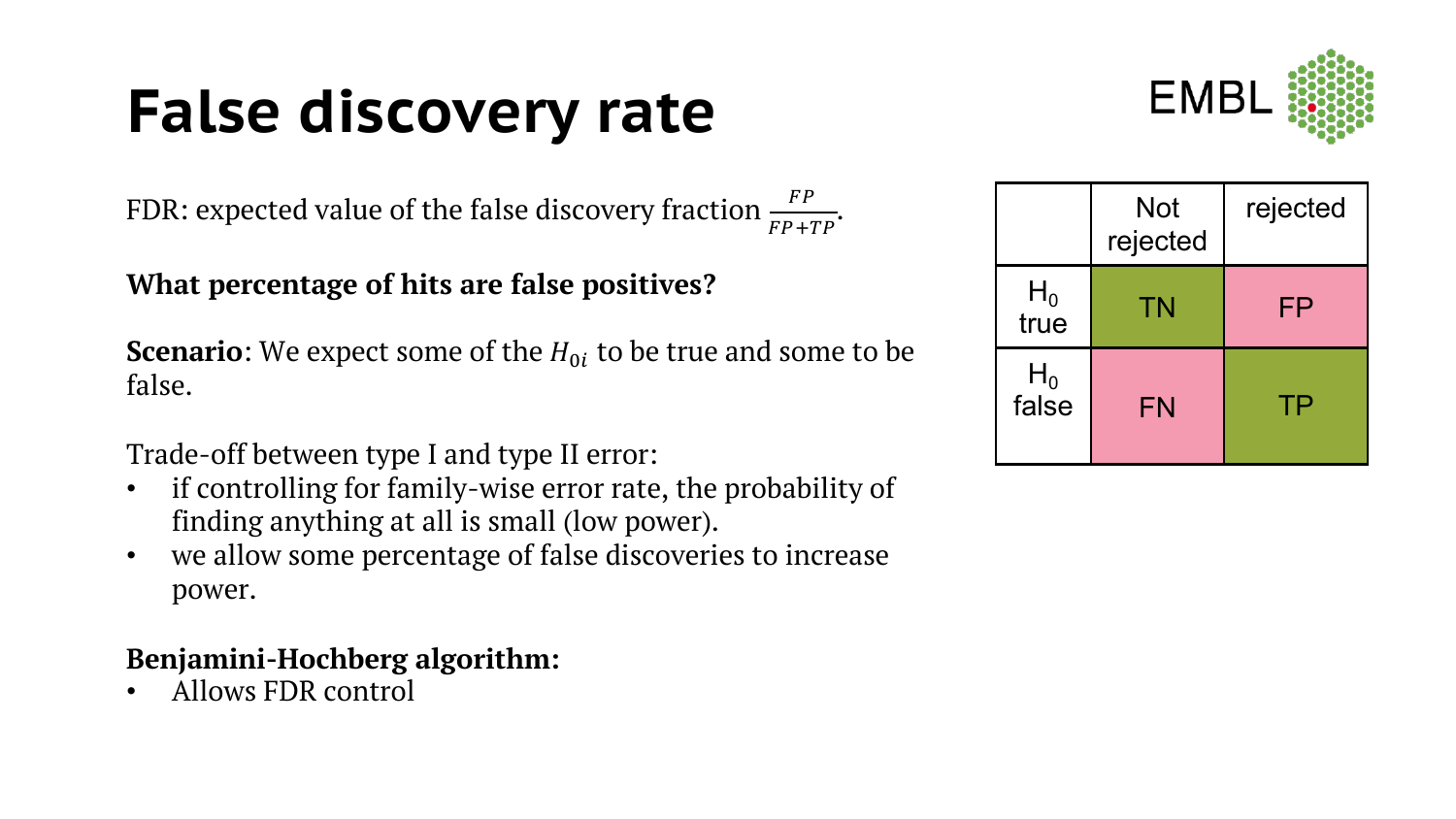# False discovery rate

FDR: expected value of the false discovery fraction $\frac{FP}{FP+TP}$.

**What percentage of hits are false positives?**

**Scenario**: We expect some of the $H_{0i}$ to be true and some to be false.

Trade-off between type I and type II error:

- if controlling for family-wise error rate, the probability of finding anything at all is small (low power).
- we allow some percentage of false discoveries to increase power.

**Benjamini-Hochberg algorithm:**

- Allows FDR control

| | Not rejected | rejected |
|---|---|---|
| $H_0$ true | TN | FP |
| $H_0$ false | FN | TP |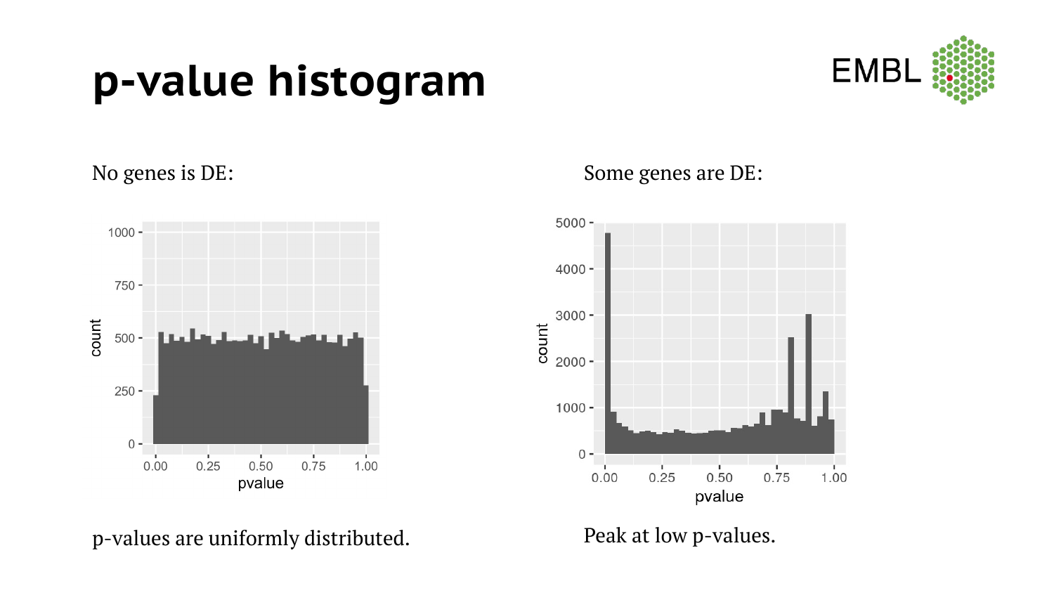# p-value histogram

No genes is DE:

p-values are uniformly distributed.

Some genes are DE:

Peak at low p-values.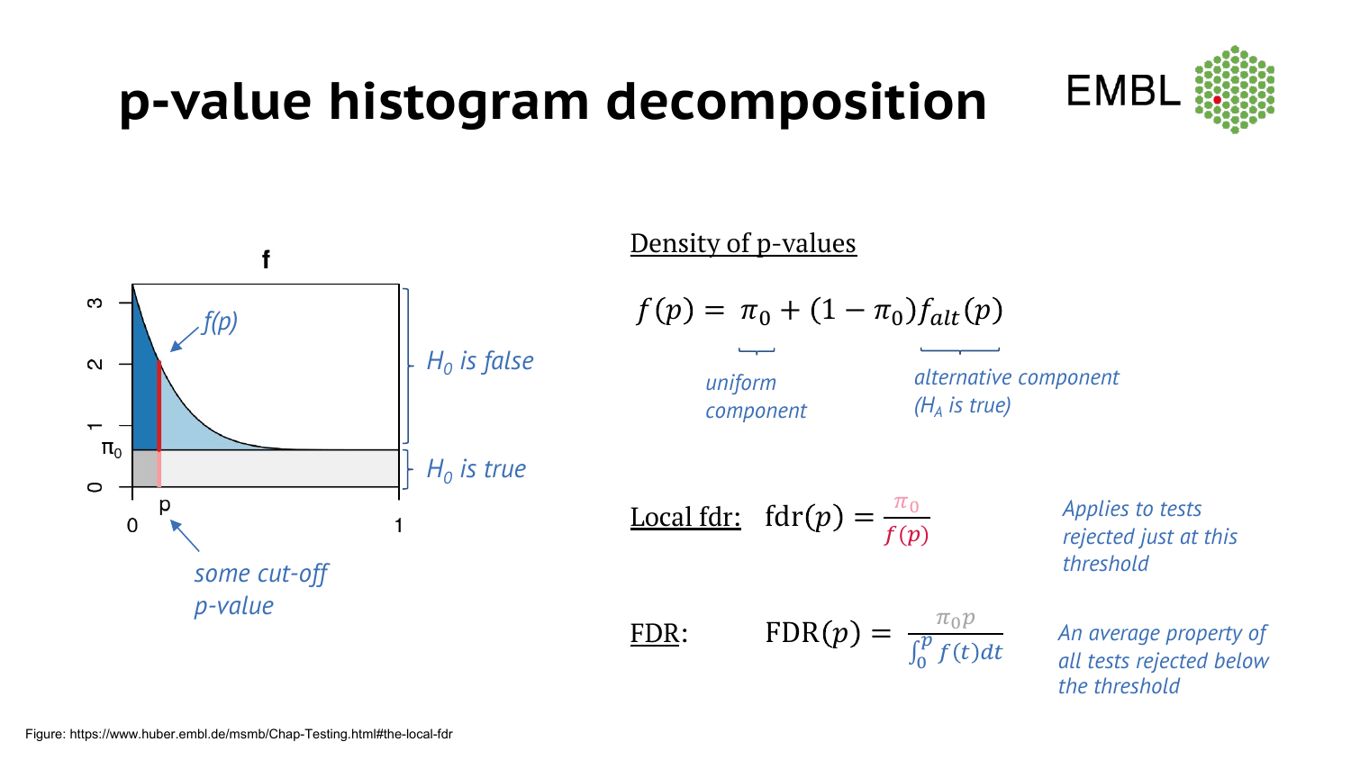# p-value histogram decomposition

EMBL

f

$f(p)$

$H_0$ is false

$H_0$ is true

$\pi_0$

p

0

1

some cut-off p-value

Density of p-values

$$f(p) = \pi_0 + (1 - \pi_0) f_{alt}(p)$$

*uniform component*

*alternative component ($H_A$ is true)*

Local fdr: $\text{fdr}(p) = \frac{\pi_0}{f(p)}$

*Applies to tests rejected just at this threshold*

FDR: $\text{FDR}(p) = \frac{\pi_0 p}{\int_0^p f(t)dt}$

*An average property of all tests rejected below the threshold*

Figure: https://www.huber.embl.de/msmb/Chap-Testing.html#the-local-fdr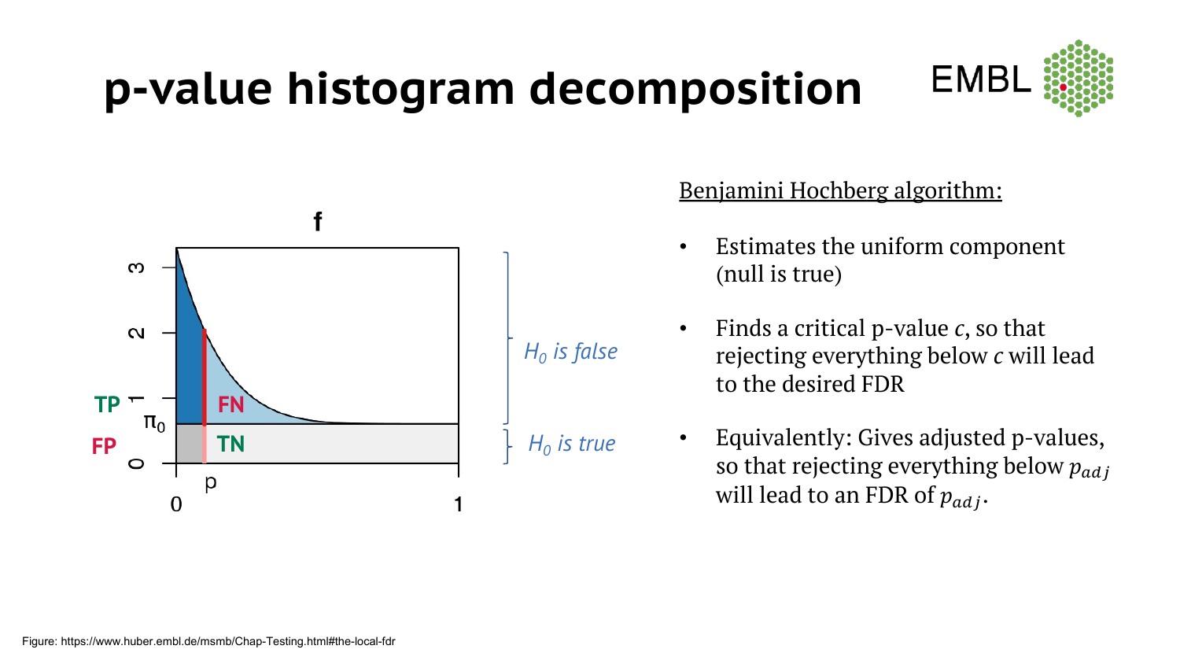# p-value histogram decomposition

f

TP

FN

FP

TN

$\pi_0$

p

$H_0$ *is false*

$H_0$ *is true*

<u>Benjamini Hochberg algorithm:</u>

- Estimates the uniform component (null is true)
- Finds a critical p-value $c$, so that rejecting everything below $c$ will lead to the desired FDR
- Equivalently: Gives adjusted p-values, so that rejecting everything below $p_{adj}$ will lead to an FDR of $p_{adj}$.

Figure: https://www.huber.embl.de/msmb/Chap-Testing.html#the-local-fdr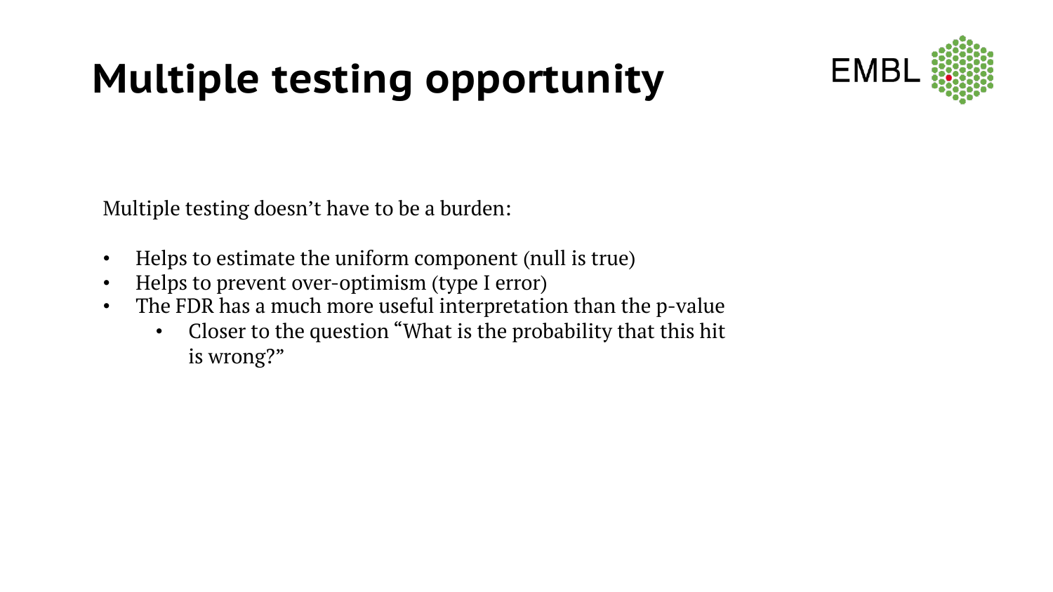# Multiple testing opportunity

Multiple testing doesn't have to be a burden:

- Helps to estimate the uniform component (null is true)
- Helps to prevent over-optimism (type I error)
- The FDR has a much more useful interpretation than the p-value
  - Closer to the question "What is the probability that this hit is wrong?"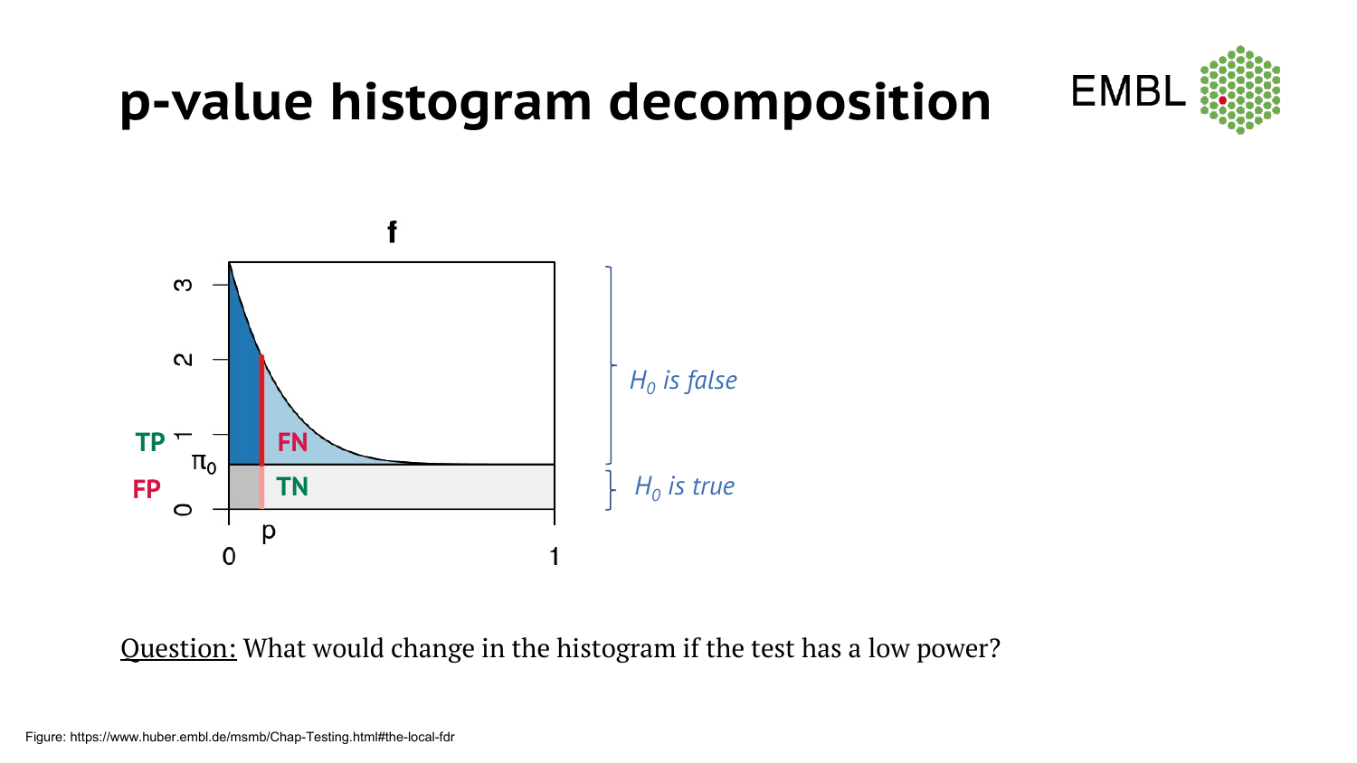# p-value histogram decomposition

f

TP

FP

FN

TN

$\pi_0$

p

$H_0$ *is false*

$H_0$ *is true*

Question: What would change in the histogram if the test has a low power?

Figure: https://www.huber.embl.de/msmb/Chap-Testing.html#the-local-fdr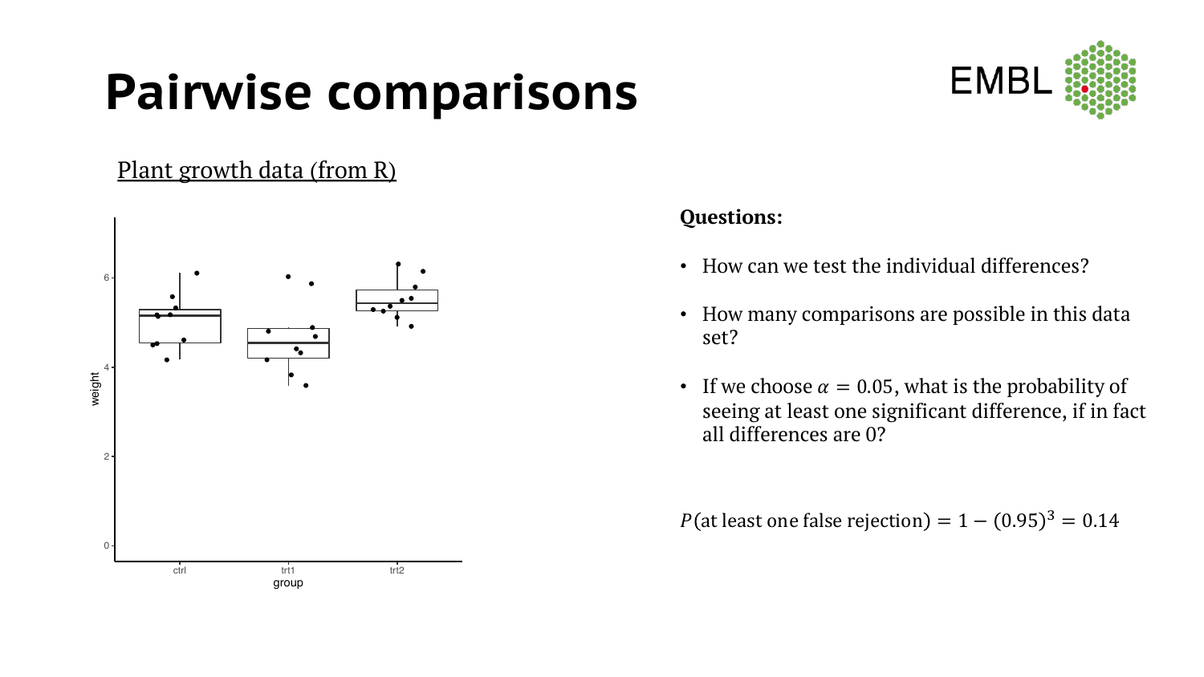# Pairwise comparisons

Plant growth data (from R)

**Questions:**

- How can we test the individual differences?
- How many comparisons are possible in this data set?
- If we choose $\alpha = 0.05$, what is the probability of seeing at least one significant difference, if in fact all differences are 0?

$$P(\text{at least one false rejection}) = 1 - (0.95)^3 = 0.14$$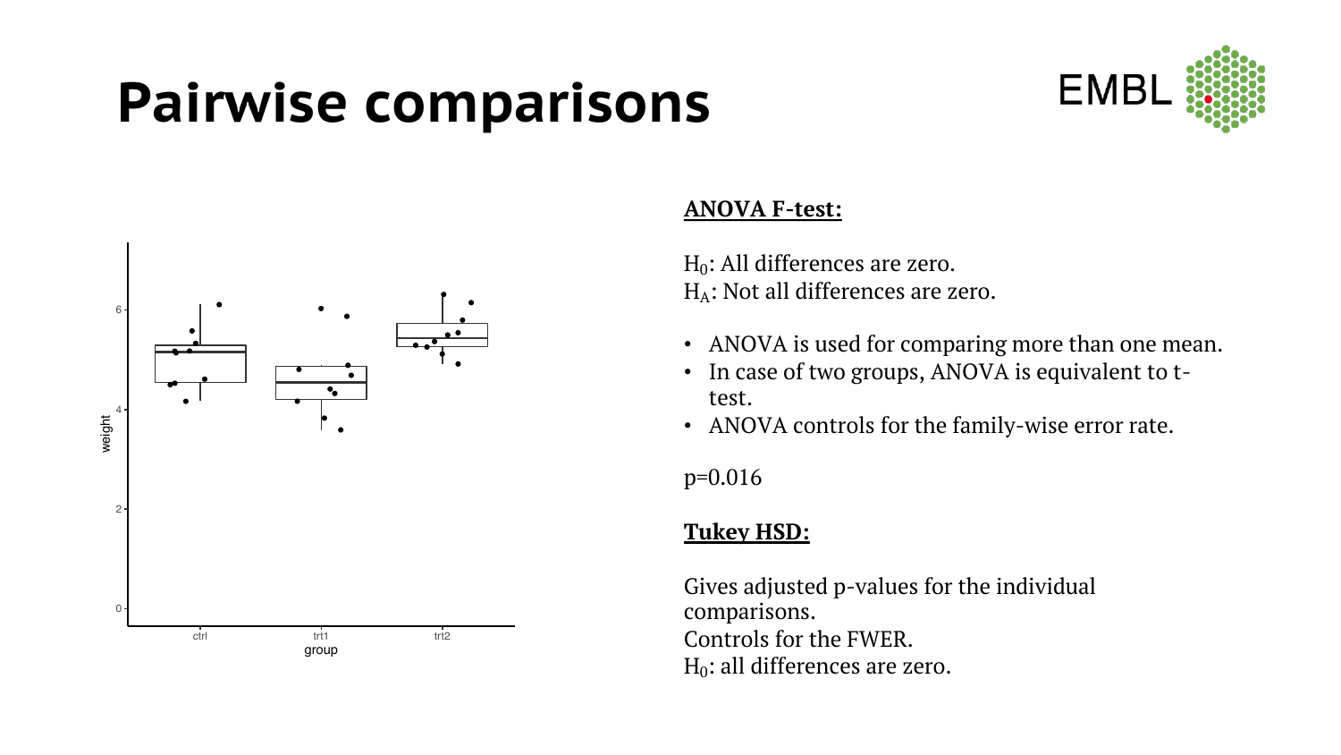# Pairwise comparisons

**ANOVA F-test:**

$H_0$: All differences are zero.
$H_A$: Not all differences are zero.

- ANOVA is used for comparing more than one mean.
- In case of two groups, ANOVA is equivalent to t-test.
- ANOVA controls for the family-wise error rate.

p=0.016

**Tukey HSD:**

Gives adjusted p-values for the individual comparisons.
Controls for the FWER.
$H_0$: all differences are zero.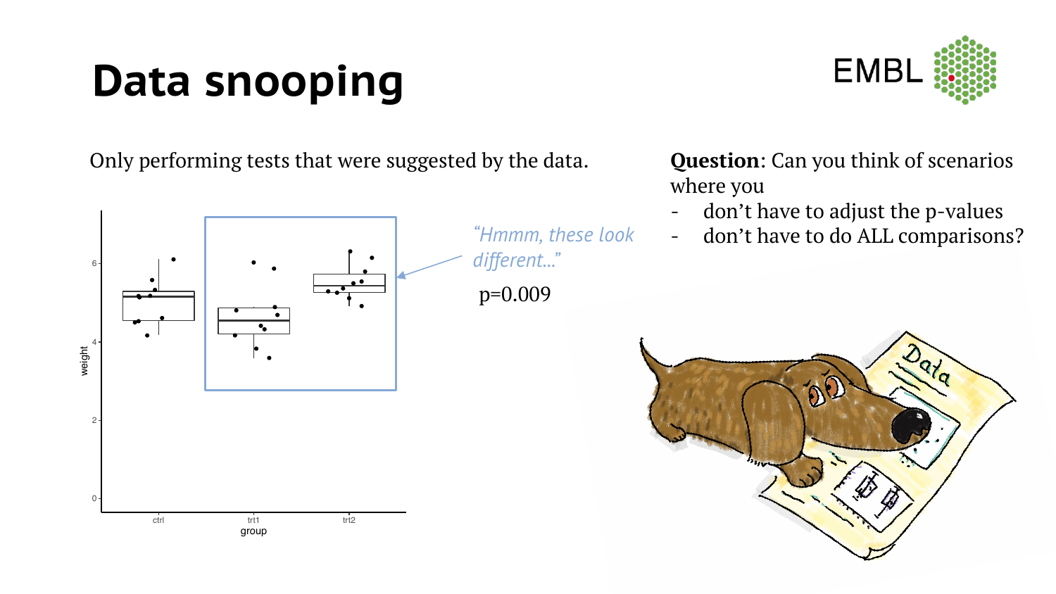# Data snooping

Only performing tests that were suggested by the data.

*"Hmmm, these look different..."*

p=0.009

**Question**: Can you think of scenarios where you

- don't have to adjust the p-values
- don't have to do ALL comparisons?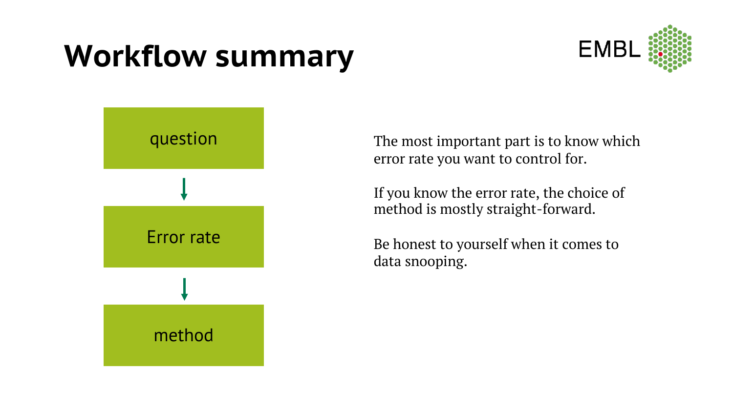# Workflow summary

question

↓

Error rate

↓

method

The most important part is to know which error rate you want to control for.

If you know the error rate, the choice of method is mostly straight-forward.

Be honest to yourself when it comes to data snooping.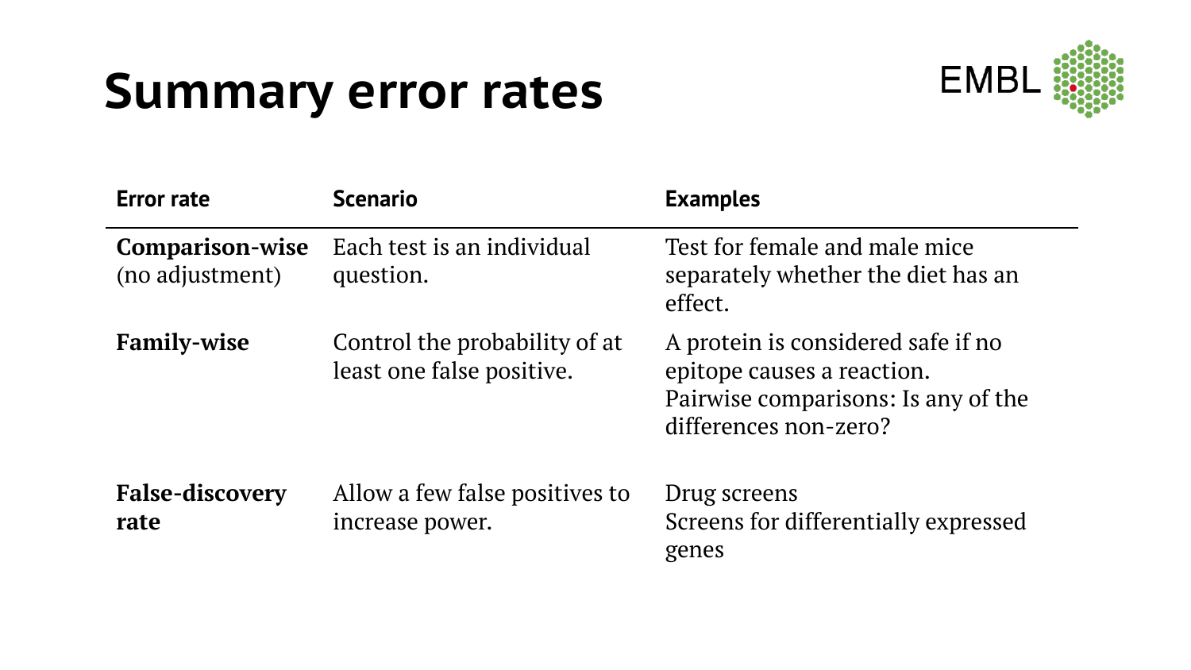# Summary error rates

| Error rate | Scenario | Examples |
|---|---|---|
| **Comparison-wise** (no adjustment) | Each test is an individual question. | Test for female and male mice separately whether the diet has an effect. |
| **Family-wise** | Control the probability of at least one false positive. | A protein is considered safe if no epitope causes a reaction.<br>Pairwise comparisons: Is any of the differences non-zero? |
| **False-discovery rate** | Allow a few false positives to increase power. | Drug screens<br>Screens for differentially expressed genes |